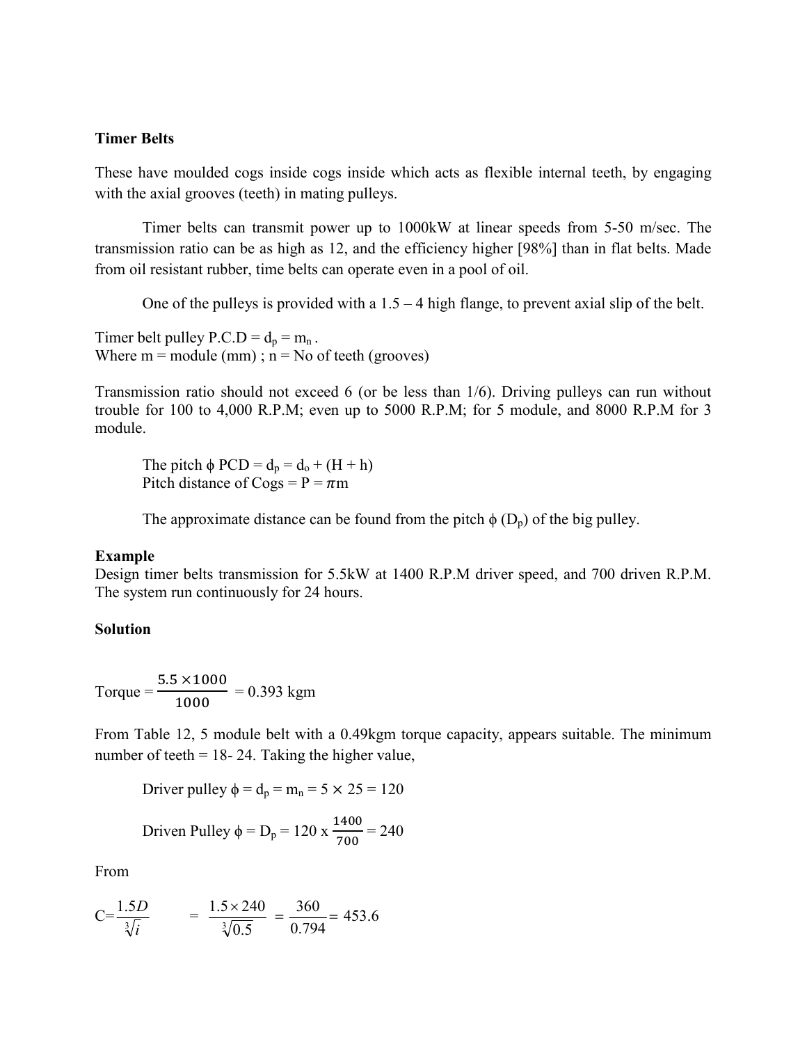**Timer Belts**

These have moulded cogs inside cogs inside which acts as flexible internal teeth, by engaging with the axial grooves (teeth) in mating pulleys.

Timer belts can transmit power up to 1000kW at linear speeds from 5-50 m/sec. The transmission ratio can be as high as 12, and the efficiency higher [98%] than in flat belts. Made from oil resistant rubber, time belts can operate even in a pool of oil.

One of the pulleys is provided with a 1.5 – 4 high flange, to prevent axial slip of the belt.

Timer belt pulley P.C.D = $d_p = m_n$ .
Where m = module (mm) ; n = No of teeth (grooves)

Transmission ratio should not exceed 6 (or be less than 1/6). Driving pulleys can run without trouble for 100 to 4,000 R.P.M; even up to 5000 R.P.M; for 5 module, and 8000 R.P.M for 3 module.

The pitch $\phi$ PCD = $d_p = d_o + (H + h)$
Pitch distance of Cogs = $P = \pi m$

The approximate distance can be found from the pitch $\phi$ ($D_p$) of the big pulley.

**Example**
Design timer belts transmission for 5.5kW at 1400 R.P.M driver speed, and 700 driven R.P.M. The system run continuously for 24 hours.

**Solution**

$$\text{Torque} = \frac{5.5 \times 1000}{1000} = 0.393 \text{ kgm}$$

From Table 12, 5 module belt with a 0.49kgm torque capacity, appears suitable. The minimum number of teeth = 18- 24. Taking the higher value,

$$\text{Driver pulley } \phi = d_p = m_n = 5 \times 25 = 120$$

$$\text{Driven Pulley } \phi = D_p = 120 \text{ x } \frac{1400}{700} = 240$$

From

$$C = \frac{1.5D}{\sqrt[3]{i}} = \frac{1.5 \times 240}{\sqrt[3]{0.5}} = \frac{360}{0.794} = 453.6$$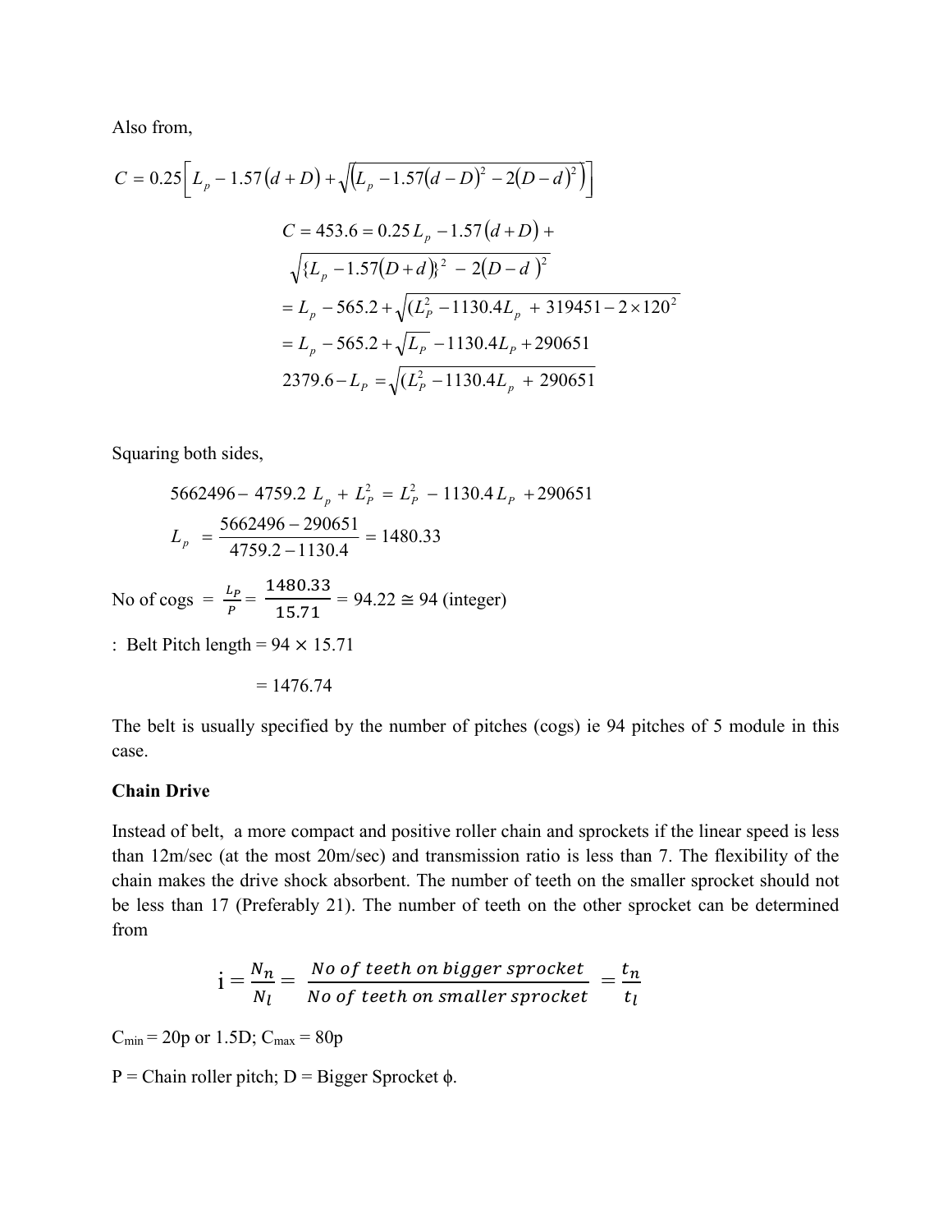Also from,

$$C = 0.25\left[ L_p - 1.57\left(d + D\right) + \sqrt{\left(L_p - 1.57\left(d - D\right)^2 - 2\left(D - d\right)^2\right)}\right]$$

$$C = 453.6 = 0.25\,L_p - 1.57\left(d + D\right) +$$

$$\sqrt{\{L_p - 1.57\left(D + d\right)\}^2 - 2\left(D - d\right)^2}$$

$$= L_p - 565.2 + \sqrt{(L_P^2 - 1130.4L_p + 319451 - 2\times 120^2}$$

$$= L_p - 565.2 + \sqrt{L_P} - 1130.4L_P + 290651$$

$$2379.6 - L_P = \sqrt{(L_P^2 - 1130.4L_p + 290651}$$

Squaring both sides,

$$5662496 - 4759.2\ L_p + L_P^2 = L_P^2 - 1130.4\,L_P + 290651$$

$$L_p = \frac{5662496 - 290651}{4759.2 - 1130.4} = 1480.33$$

No of cogs $= \frac{L_P}{P} = \frac{1480.33}{15.71} = 94.22 \cong 94$ (integer)

: Belt Pitch length = $94 \times 15.71$

= 1476.74

The belt is usually specified by the number of pitches (cogs) ie 94 pitches of 5 module in this case.

**Chain Drive**

Instead of belt, a more compact and positive roller chain and sprockets if the linear speed is less than 12m/sec (at the most 20m/sec) and transmission ratio is less than 7. The flexibility of the chain makes the drive shock absorbent. The number of teeth on the smaller sprocket should not be less than 17 (Preferably 21). The number of teeth on the other sprocket can be determined from

$$\text{i} = \frac{N_n}{N_l} = \frac{\textit{No of teeth on bigger sprocket}}{\textit{No of teeth on smaller sprocket}} = \frac{t_n}{t_l}$$

$C_{min}$ = 20p or 1.5D; $C_{max}$ = 80p

P = Chain roller pitch; D = Bigger Sprocket $\phi$.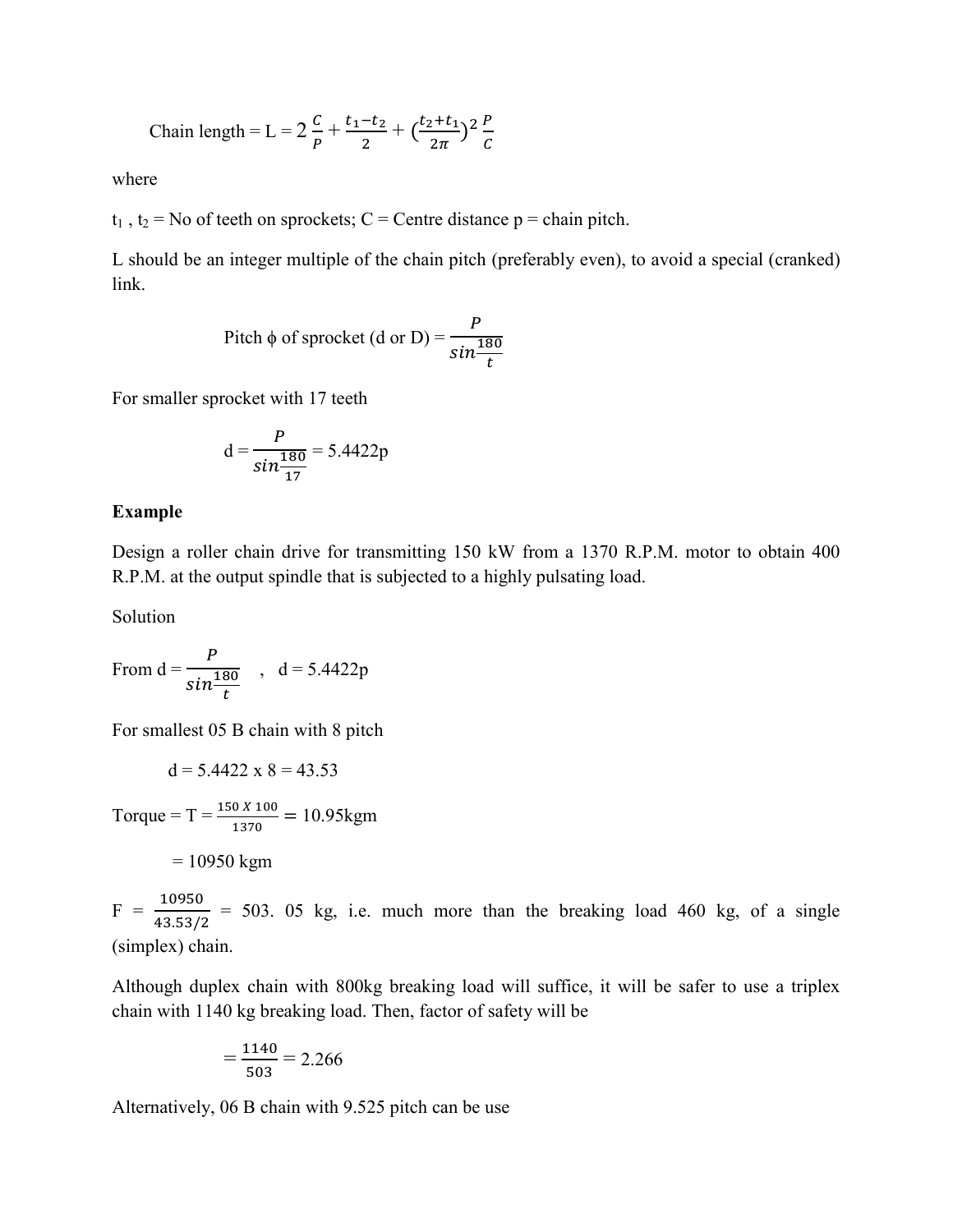Chain length = L = $2\frac{C}{P} + \frac{t_1 - t_2}{2} + (\frac{t_2 + t_1}{2\pi})^2 \frac{P}{C}$

where

$t_1$ , $t_2$ = No of teeth on sprockets; C = Centre distance p = chain pitch.

L should be an integer multiple of the chain pitch (preferably even), to avoid a special (cranked) link.

$$\text{Pitch } \phi \text{ of sprocket (d or D)} = \frac{P}{sin\frac{180}{t}}$$

For smaller sprocket with 17 teeth

$$d = \frac{P}{sin\frac{180}{17}} = 5.4422p$$

**Example**

Design a roller chain drive for transmitting 150 kW from a 1370 R.P.M. motor to obtain 400 R.P.M. at the output spindle that is subjected to a highly pulsating load.

Solution

From $d = \frac{P}{sin\frac{180}{t}}$ , d = 5.4422p

For smallest 05 B chain with 8 pitch

d = 5.4422 x 8 = 43.53

Torque = T = $\frac{150 \ X \ 100}{1370} = 10.95$kgm

= 10950 kgm

F = $\frac{10950}{43.53/2}$ = 503. 05 kg, i.e. much more than the breaking load 460 kg, of a single (simplex) chain.

Although duplex chain with 800kg breaking load will suffice, it will be safer to use a triplex chain with 1140 kg breaking load. Then, factor of safety will be

$$= \frac{1140}{503} = 2.266$$

Alternatively, 06 B chain with 9.525 pitch can be use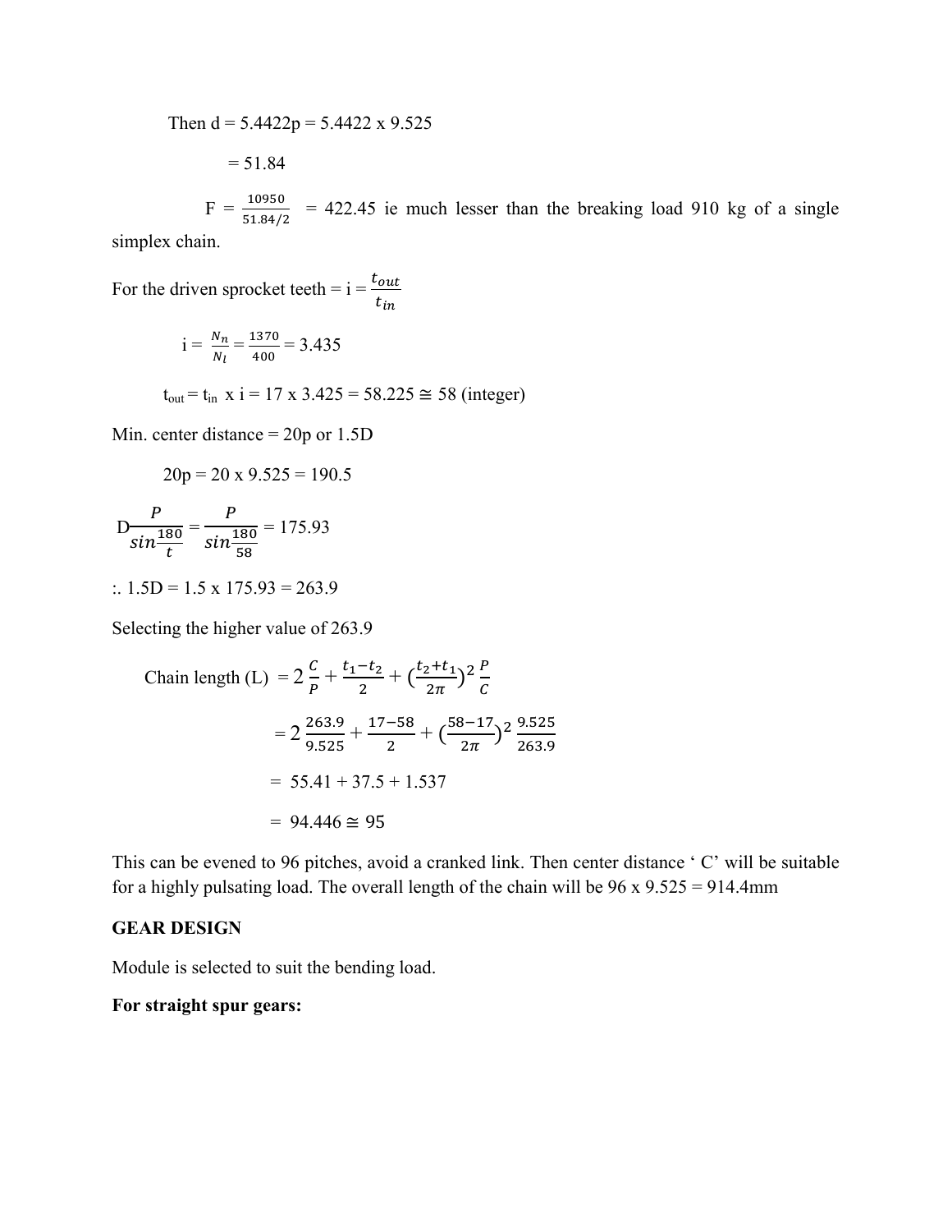Then d = 5.4422p = 5.4422 x 9.525

= 51.84

$F = \frac{10950}{51.84/2}$ = 422.45 ie much lesser than the breaking load 910 kg of a single simplex chain.

For the driven sprocket teeth = $i = \frac{t_{out}}{t_{in}}$

$i = \frac{N_n}{N_l} = \frac{1370}{400} = 3.435$

$t_{out} = t_{in} \times i = 17 \times 3.425 = 58.225 \cong 58$ (integer)

Min. center distance = 20p or 1.5D

20p = 20 x 9.525 = 190.5

$D \frac{P}{sin\frac{180}{t}} = \frac{P}{sin\frac{180}{58}} = 175.93$

:. 1.5D = 1.5 x 175.93 = 263.9

Selecting the higher value of 263.9

$$\text{Chain length (L)} = 2\frac{C}{P} + \frac{t_1 - t_2}{2} + \left(\frac{t_2 + t_1}{2\pi}\right)^2 \frac{P}{C}$$

$$= 2\frac{263.9}{9.525} + \frac{17-58}{2} + \left(\frac{58-17}{2\pi}\right)^2 \frac{9.525}{263.9}$$

$$= 55.41 + 37.5 + 1.537$$

$$= 94.446 \cong 95$$

This can be evened to 96 pitches, avoid a cranked link. Then center distance ' C' will be suitable for a highly pulsating load. The overall length of the chain will be 96 x 9.525 = 914.4mm

**GEAR DESIGN**

Module is selected to suit the bending load.

**For straight spur gears:**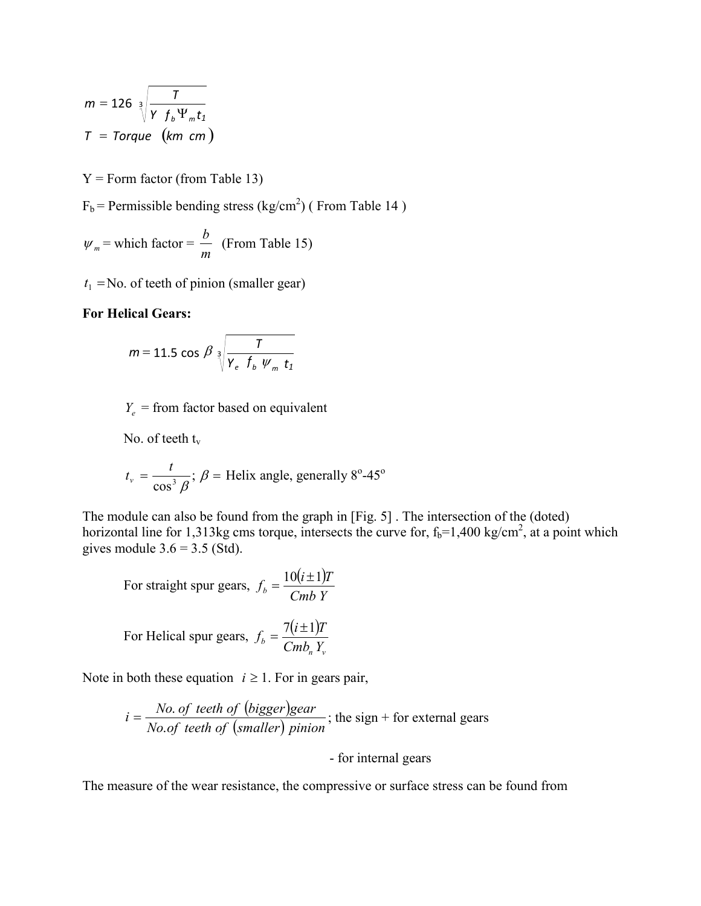$$m = 126 \sqrt[3]{\frac{T}{Y \ f_b \Psi_m t_1}}$$

$$T = Torque \ (km \ cm)$$

Y = Form factor (from Table 13)

$F_b$ = Permissible bending stress (kg/cm$^2$) ( From Table 14 )

$\psi_m$ = which factor = $\frac{b}{m}$ (From Table 15)

$t_1$ = No. of teeth of pinion (smaller gear)

**For Helical Gears:**

$$m = 11.5 \cos \beta \sqrt[3]{\frac{T}{Y_e \ f_b \ \psi_m \ t_1}}$$

$Y_e$ = from factor based on equivalent

No. of teeth $t_v$

$$t_v = \frac{t}{\cos^3 \beta}; \ \beta = \text{Helix angle, generally } 8^o\text{-}45^o$$

The module can also be found from the graph in [Fig. 5] . The intersection of the (doted) horizontal line for 1,313kg cms torque, intersects the curve for, $f_b$=1,400 kg/cm$^2$, at a point which gives module 3.6 = 3.5 (Std).

For straight spur gears, $f_b = \frac{10(i \pm 1)T}{Cmb\ Y}$

For Helical spur gears, $f_b = \frac{7(i \pm 1)T}{Cmb_n Y_v}$

Note in both these equation $i \geq 1$. For in gears pair,

$$i = \frac{No.\ of\ teeth\ of\ (bigger) gear}{No. of\ teeth\ of\ (smaller)\ pinion}; \text{ the sign + for external gears}$$

- for internal gears

The measure of the wear resistance, the compressive or surface stress can be found from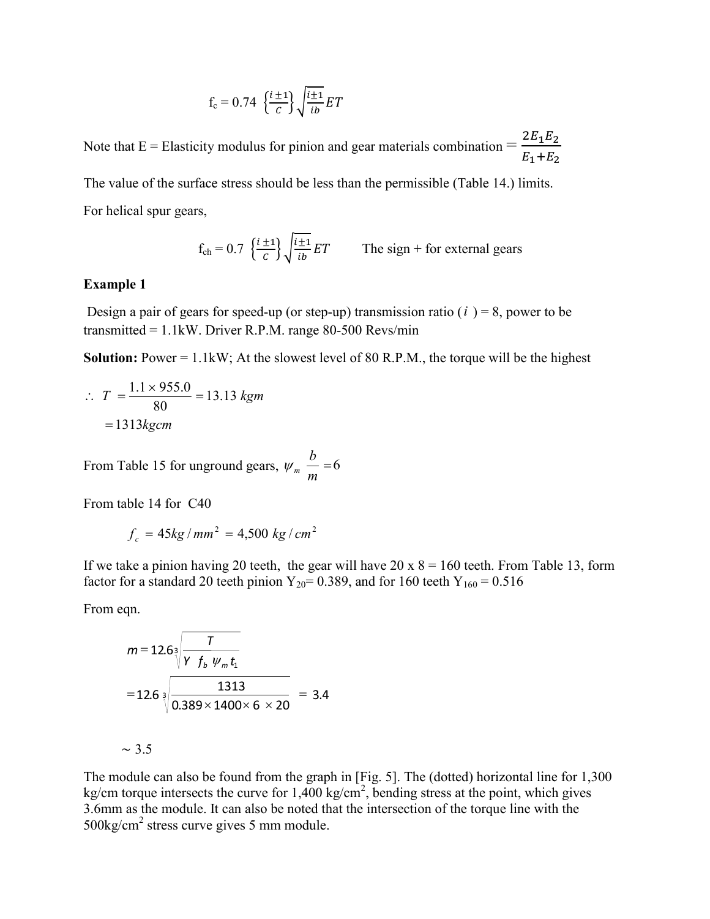$$f_c = 0.74 \left\{\frac{i \pm 1}{c}\right\} \sqrt{\frac{i \pm 1}{ib} ET}$$

Note that E = Elasticity modulus for pinion and gear materials combination $= \dfrac{2E_1E_2}{E_1+E_2}$

The value of the surface stress should be less than the permissible (Table 14.) limits.

For helical spur gears,

$$f_{ch} = 0.7 \left\{\frac{i \pm 1}{c}\right\} \sqrt{\frac{i \pm 1}{ib} ET} \qquad \text{The sign + for external gears}$$

**Example 1**

Design a pair of gears for speed-up (or step-up) transmission ratio ($i$) = 8, power to be transmitted = 1.1kW. Driver R.P.M. range 80-500 Revs/min

**Solution:** Power = 1.1kW; At the slowest level of 80 R.P.M., the torque will be the highest

$$\therefore \; T = \frac{1.1 \times 955.0}{80} = 13.13 \; kgm$$
$$= 1313 kgcm$$

From Table 15 for unground gears, $\psi_m \dfrac{b}{m} = 6$

From table 14 for C40

$$f_c = 45 kg/mm^2 = 4{,}500 \; kg/cm^2$$

If we take a pinion having 20 teeth, the gear will have 20 x 8 = 160 teeth. From Table 13, form factor for a standard 20 teeth pinion $Y_{20}$= 0.389, and for 160 teeth $Y_{160}$ = 0.516

From eqn.

$$m = 12.6 \sqrt[3]{\frac{T}{Y \; f_b \; \psi_m \, t_1}}$$

$$= 12.6 \sqrt[3]{\frac{1313}{0.389 \times 1400 \times 6 \times 20}} = 3.4$$

$$\sim 3.5$$

The module can also be found from the graph in [Fig. 5]. The (dotted) horizontal line for 1,300 kg/cm torque intersects the curve for 1,400 kg/cm$^2$, bending stress at the point, which gives 3.6mm as the module. It can also be noted that the intersection of the torque line with the 500kg/cm$^2$ stress curve gives 5 mm module.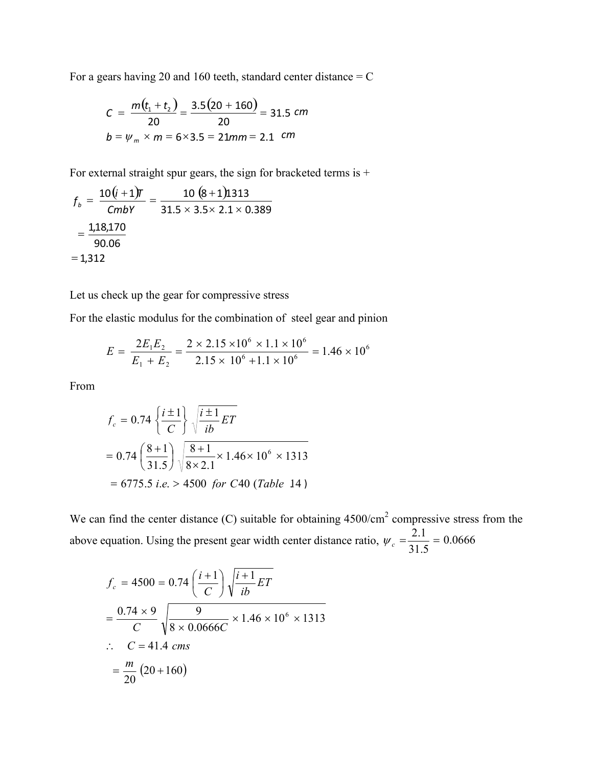For a gears having 20 and 160 teeth, standard center distance = C

$$C = \frac{m(t_1 + t_2)}{20} = \frac{3.5(20 + 160)}{20} = 31.5 \ cm$$

$$b = \psi_m \times m = 6 \times 3.5 = 21mm = 2.1 \ cm$$

For external straight spur gears, the sign for bracketed terms is +

$$f_b = \frac{10(i+1)T}{CmbY} = \frac{10\,(8+1)1313}{31.5 \times 3.5 \times 2.1 \times 0.389}$$

$$= \frac{1{,}18{,}170}{90.06}$$

$$= 1{,}312$$

Let us check up the gear for compressive stress

For the elastic modulus for the combination of steel gear and pinion

$$E = \frac{2E_1E_2}{E_1 + E_2} = \frac{2 \times 2.15 \times 10^6 \times 1.1 \times 10^6}{2.15 \times 10^6 + 1.1 \times 10^6} = 1.46 \times 10^6$$

From

$$f_c = 0.74 \left\{\frac{i \pm 1}{C}\right\} \sqrt{\frac{i \pm 1}{ib} ET}$$

$$= 0.74 \left(\frac{8+1}{31.5}\right) \sqrt{\frac{8+1}{8 \times 2.1} \times 1.46 \times 10^6 \times 1313}$$

$$= 6775.5 \ i.e. > 4500 \ \ for \ C40 \ (Table \ \ 14)$$

We can find the center distance (C) suitable for obtaining 4500/cm$^2$ compressive stress from the above equation. Using the present gear width center distance ratio, $\psi_c = \frac{2.1}{31.5} = 0.0666$

$$f_c = 4500 = 0.74 \left(\frac{i+1}{C}\right) \sqrt{\frac{i+1}{ib} ET}$$

$$= \frac{0.74 \times 9}{C} \sqrt{\frac{9}{8 \times 0.0666C} \times 1.46 \times 10^6 \times 1313}$$

$$\therefore \quad C = 41.4 \ cms$$

$$= \frac{m}{20}(20 + 160)$$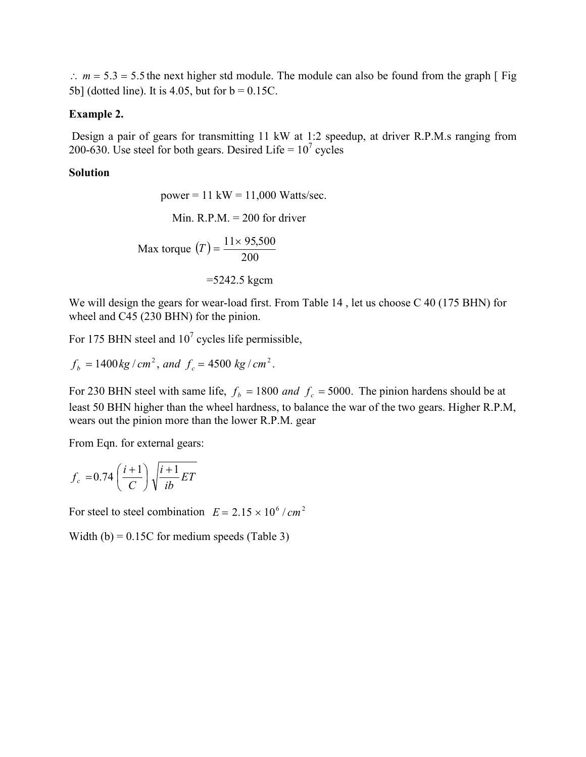$\therefore\ m = 5.3 = 5.5$ the next higher std module. The module can also be found from the graph [ Fig 5b] (dotted line). It is 4.05, but for b = 0.15C.

**Example 2.**

Design a pair of gears for transmitting 11 kW at 1:2 speedup, at driver R.P.M.s ranging from 200-630. Use steel for both gears. Desired Life = $10^7$ cycles

**Solution**

power = 11 kW = 11,000 Watts/sec.

Min. R.P.M. = 200 for driver

$$\text{Max torque } (T) = \frac{11 \times 95{,}500}{200}$$

=5242.5 kgcm

We will design the gears for wear-load first. From Table 14 , let us choose C 40 (175 BHN) for wheel and C45 (230 BHN) for the pinion.

For 175 BHN steel and $10^7$ cycles life permissible,

$f_b = 1400\, kg/cm^2$, *and* $f_c = 4500\ kg/cm^2$.

For 230 BHN steel with same life, $f_b = 1800$ *and* $f_c = 5000$. The pinion hardens should be at least 50 BHN higher than the wheel hardness, to balance the war of the two gears. Higher R.P.M, wears out the pinion more than the lower R.P.M. gear

From Eqn. for external gears:

$$f_c = 0.74 \left(\frac{i+1}{C}\right)\sqrt{\frac{i+1}{ib}ET}$$

For steel to steel combination $E = 2.15 \times 10^6 / cm^2$

Width (b) = 0.15C for medium speeds (Table 3)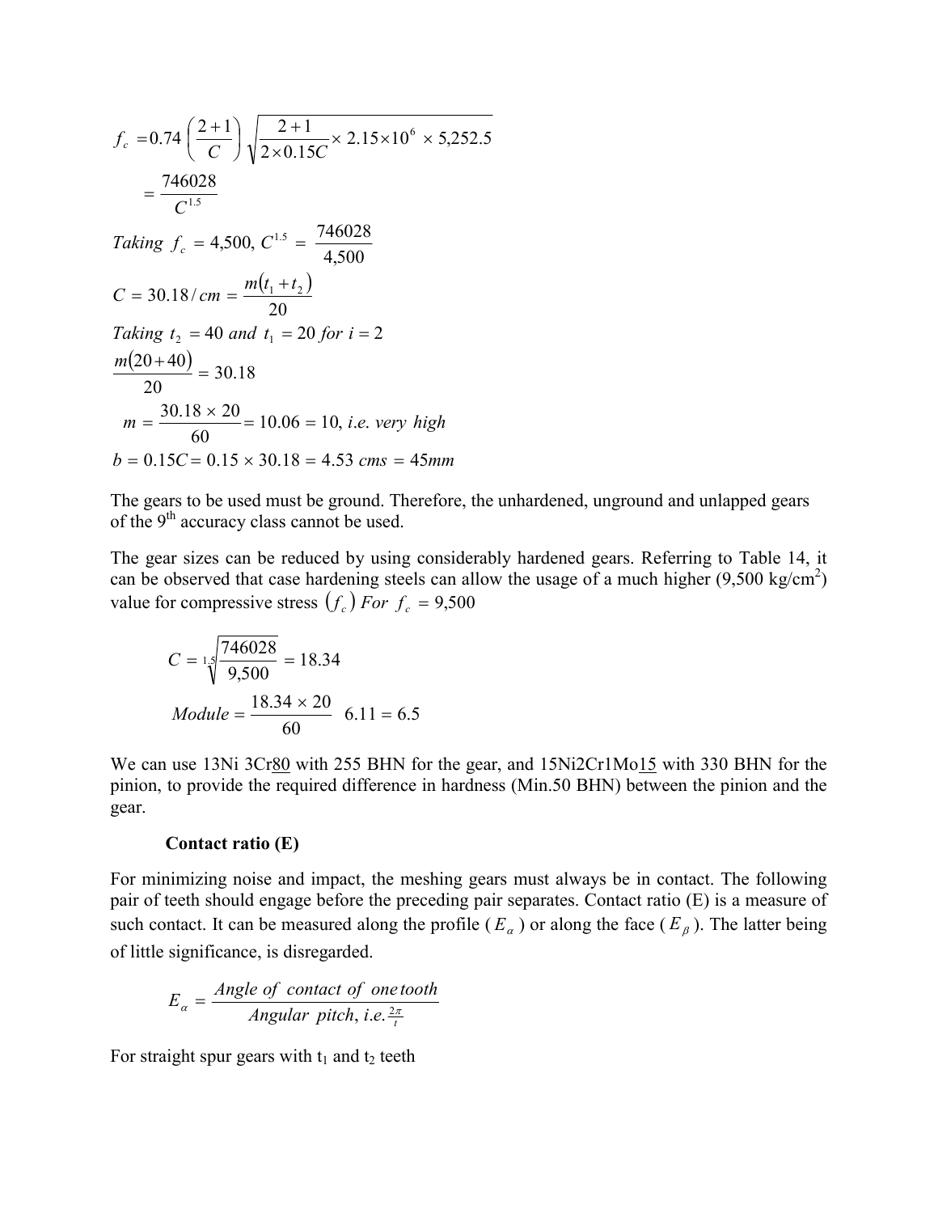$$f_c = 0.74\left(\frac{2+1}{C}\right)\sqrt{\frac{2+1}{2\times 0.15C}\times 2.15\times 10^6 \times 5{,}252.5}$$

$$= \frac{746028}{C^{1.5}}$$

$$Taking\ f_c = 4{,}500,\ C^{1.5} = \frac{746028}{4{,}500}$$

$$C = 30.18/cm = \frac{m(t_1+t_2)}{20}$$

$$Taking\ t_2 = 40\ and\ t_1 = 20\ for\ i = 2$$

$$\frac{m(20+40)}{20} = 30.18$$

$$m = \frac{30.18\times 20}{60} = 10.06 = 10,\ i.e.\ very\ high$$

$$b = 0.15C = 0.15\times 30.18 = 4.53\ cms = 45mm$$

The gears to be used must be ground. Therefore, the unhardened, unground and unlapped gears of the 9th accuracy class cannot be used.

The gear sizes can be reduced by using considerably hardened gears. Referring to Table 14, it can be observed that case hardening steels can allow the usage of a much higher (9,500 kg/cm$^2$) value for compressive stress $(f_c)$ *For* $f_c = 9{,}500$

$$C = \sqrt[1.5]{\frac{746028}{9{,}500}} = 18.34$$

$$Module = \frac{18.34\times 20}{60}\ \ 6.11 = 6.5$$

We can use 13Ni 3Cr80 with 255 BHN for the gear, and 15Ni2Cr1Mo15 with 330 BHN for the pinion, to provide the required difference in hardness (Min.50 BHN) between the pinion and the gear.

**Contact ratio (E)**

For minimizing noise and impact, the meshing gears must always be in contact. The following pair of teeth should engage before the preceding pair separates. Contact ratio (E) is a measure of such contact. It can be measured along the profile ($E_\alpha$) or along the face ($E_\beta$). The latter being of little significance, is disregarded.

$$E_\alpha = \frac{Angle\ of\ contact\ of\ one\,tooth}{Angular\ pitch,\ i.e.\frac{2\pi}{t}}$$

For straight spur gears with $t_1$ and $t_2$ teeth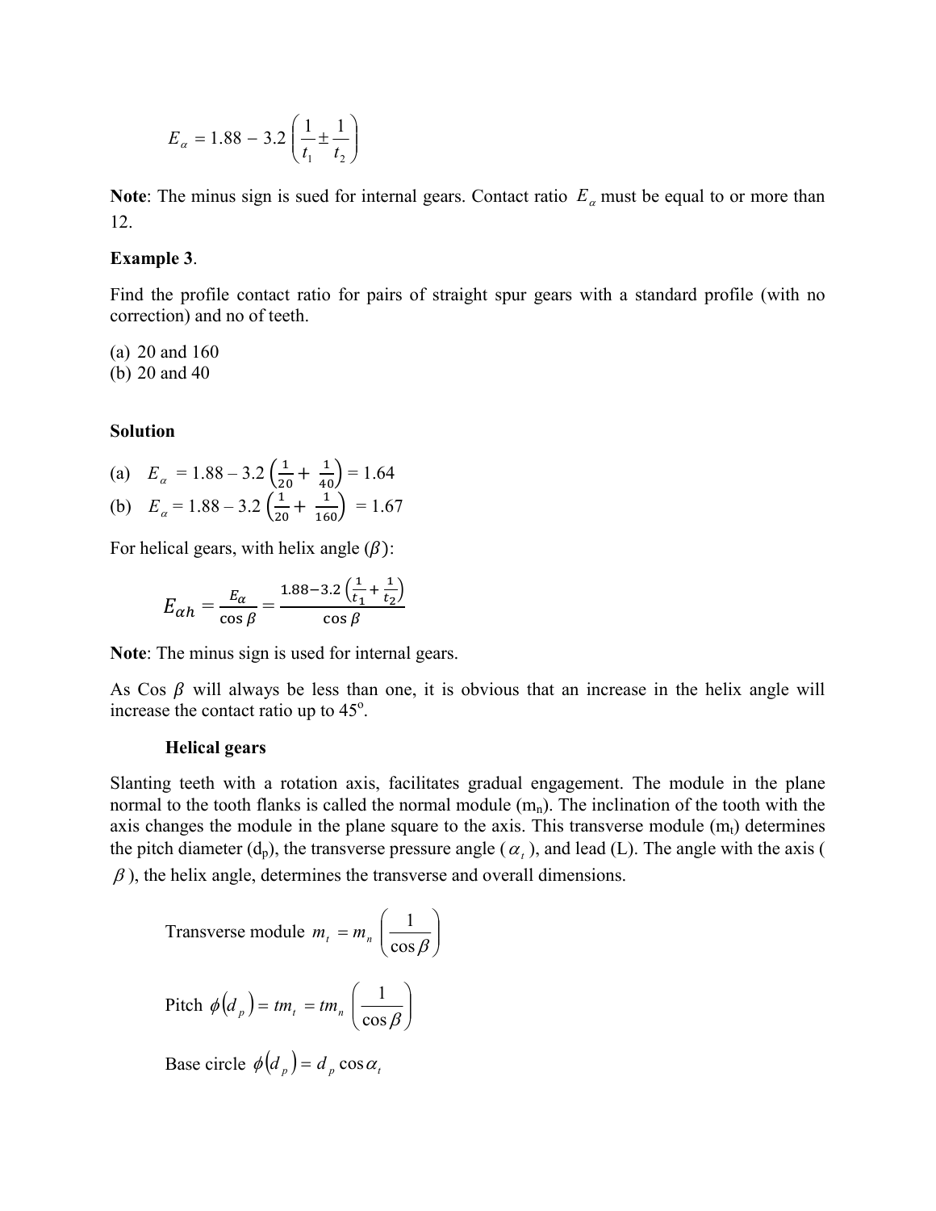$$E_{\alpha} = 1.88 - 3.2\left(\frac{1}{t_1} \pm \frac{1}{t_2}\right)$$

**Note**: The minus sign is sued for internal gears. Contact ratio $E_{\alpha}$ must be equal to or more than 12.

**Example 3**.

Find the profile contact ratio for pairs of straight spur gears with a standard profile (with no correction) and no of teeth.

(a) 20 and 160
(b) 20 and 40

**Solution**

(a) $E_{\alpha} = 1.88 - 3.2\left(\frac{1}{20} + \frac{1}{40}\right) = 1.64$

(b) $E_{\alpha} = 1.88 - 3.2\left(\frac{1}{20} + \frac{1}{160}\right) = 1.67$

For helical gears, with helix angle ($\beta$):

$$E_{\alpha h} = \frac{E_{\alpha}}{\cos \beta} = \frac{1.88 - 3.2\left(\frac{1}{t_1} + \frac{1}{t_2}\right)}{\cos \beta}$$

**Note**: The minus sign is used for internal gears.

As Cos $\beta$ will always be less than one, it is obvious that an increase in the helix angle will increase the contact ratio up to 45°.

**Helical gears**

Slanting teeth with a rotation axis, facilitates gradual engagement. The module in the plane normal to the tooth flanks is called the normal module ($m_n$). The inclination of the tooth with the axis changes the module in the plane square to the axis. This transverse module ($m_t$) determines the pitch diameter ($d_p$), the transverse pressure angle ($\alpha_t$), and lead (L). The angle with the axis ($\beta$), the helix angle, determines the transverse and overall dimensions.

Transverse module $m_t = m_n \left(\frac{1}{\cos \beta}\right)$

Pitch $\phi(d_p) = tm_t = tm_n \left(\frac{1}{\cos \beta}\right)$

Base circle $\phi(d_p) = d_p \cos \alpha_t$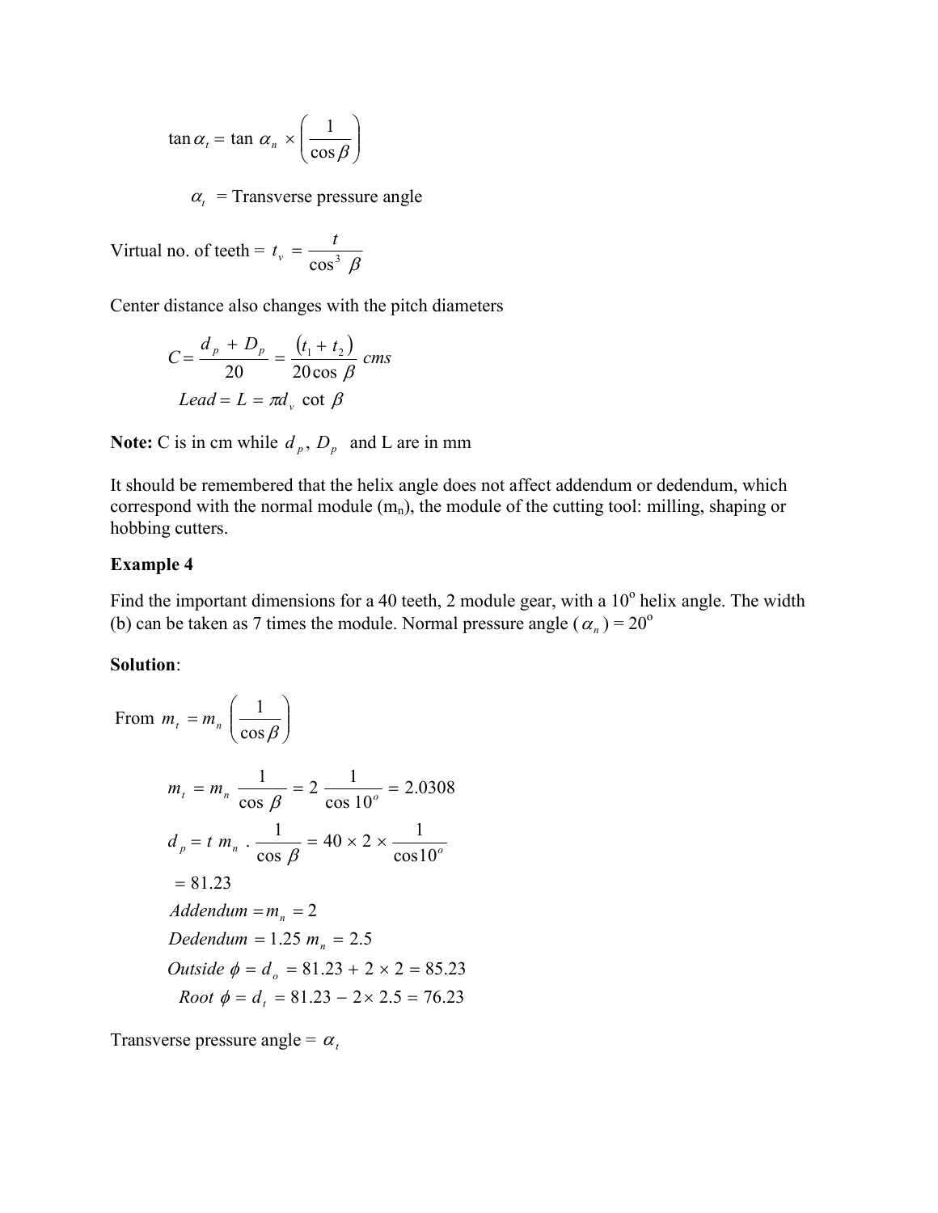$$\tan \alpha_t = \tan \alpha_n \times \left( \frac{1}{\cos \beta} \right)$$

$\alpha_t$ = Transverse pressure angle

Virtual no. of teeth = $t_v = \dfrac{t}{\cos^3 \beta}$

Center distance also changes with the pitch diameters

$$C = \frac{d_p + D_p}{20} = \frac{(t_1 + t_2)}{20 \cos \beta} \; cms$$

$$Lead = L = \pi d_v \cot \beta$$

**Note:** C is in cm while $d_p$, $D_p$ and L are in mm

It should be remembered that the helix angle does not affect addendum or dedendum, which correspond with the normal module ($m_n$), the module of the cutting tool: milling, shaping or hobbing cutters.

**Example 4**

Find the important dimensions for a 40 teeth, 2 module gear, with a 10° helix angle. The width (b) can be taken as 7 times the module. Normal pressure angle ($\alpha_n$) = 20°

**Solution**:

From $m_t = m_n \left( \dfrac{1}{\cos \beta} \right)$

$$m_t = m_n \frac{1}{\cos \beta} = 2 \frac{1}{\cos 10^o} = 2.0308$$

$$d_p = t\, m_n \cdot \frac{1}{\cos \beta} = 40 \times 2 \times \frac{1}{\cos 10^o}$$

$$= 81.23$$

$$Addendum = m_n = 2$$

$$Dedendum = 1.25\, m_n = 2.5$$

$$Outside\ \phi = d_o = 81.23 + 2 \times 2 = 85.23$$

$$Root\ \phi = d_t = 81.23 - 2 \times 2.5 = 76.23$$

Transverse pressure angle = $\alpha_t$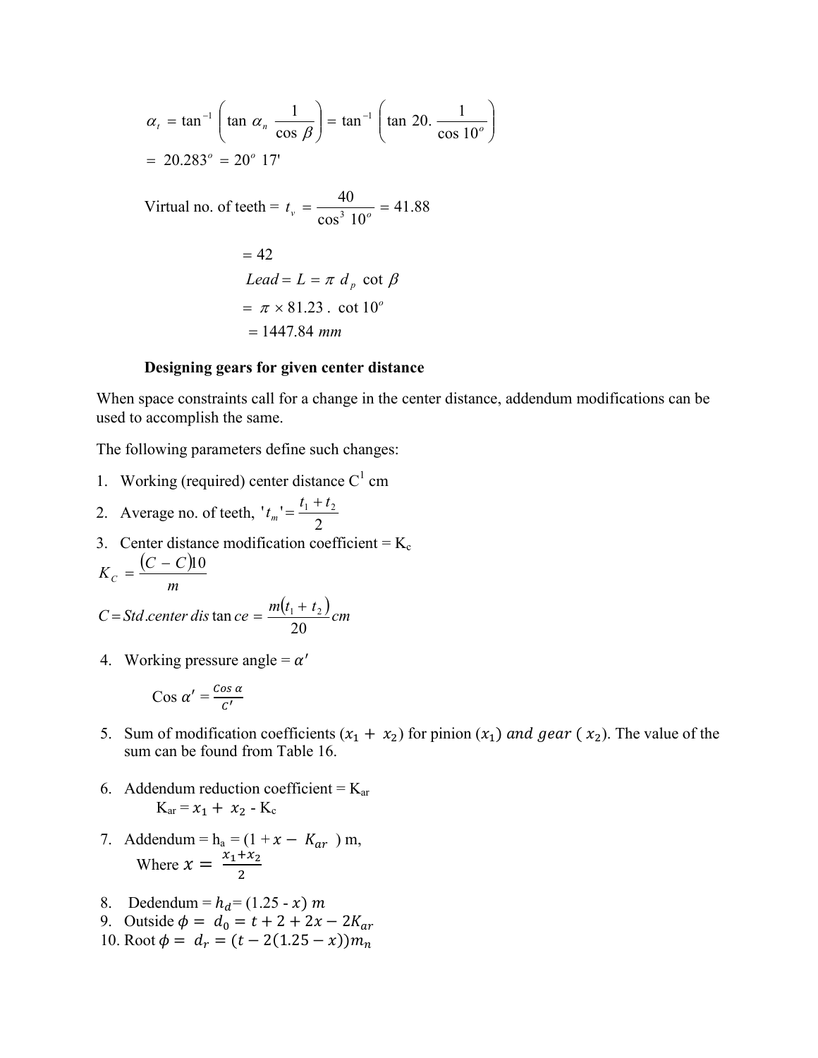$$\alpha_t = \tan^{-1}\left(\tan \alpha_n \frac{1}{\cos \beta}\right) = \tan^{-1}\left(\tan 20. \frac{1}{\cos 10^o}\right)$$

$$= 20.283^o = 20^o\ 17'$$

$$\text{Virtual no. of teeth} = t_v = \frac{40}{\cos^3 10^o} = 41.88$$

$$= 42$$

$$Lead = L = \pi\ d_p\ \cot \beta$$

$$= \pi \times 81.23\ .\ \cot 10^o$$

$$= 1447.84\ mm$$

**Designing gears for given center distance**

When space constraints call for a change in the center distance, addendum modifications can be used to accomplish the same.

The following parameters define such changes:

1. Working (required) center distance $C^1$ cm
2. Average no. of teeth, $'t_m' = \frac{t_1 + t_2}{2}$
3. Center distance modification coefficient = $K_c$

   $$K_C = \frac{(C - C)10}{m}$$

   $$C = Std.center\ dis\tan ce = \frac{m(t_1 + t_2)}{20} cm$$

4. Working pressure angle = $\alpha'$

   $$\text{Cos } \alpha' = \frac{Cos\ \alpha}{C'}$$

5. Sum of modification coefficients $(x_1 + x_2)$ for pinion $(x_1)$ and gear $(x_2)$. The value of the sum can be found from Table 16.

6. Addendum reduction coefficient = $K_{ar}$

   $K_{ar} = x_1 + x_2 - K_c$

7. Addendum = $h_a = (1 + x - K_{ar})\ m$,

   Where $x = \frac{x_1+x_2}{2}$

8. Dedendum = $h_d = (1.25 - x)\ m$
9. Outside $\phi = d_0 = t + 2 + 2x - 2K_{ar}$
10. Root $\phi = d_r = (t - 2(1.25 - x))m_n$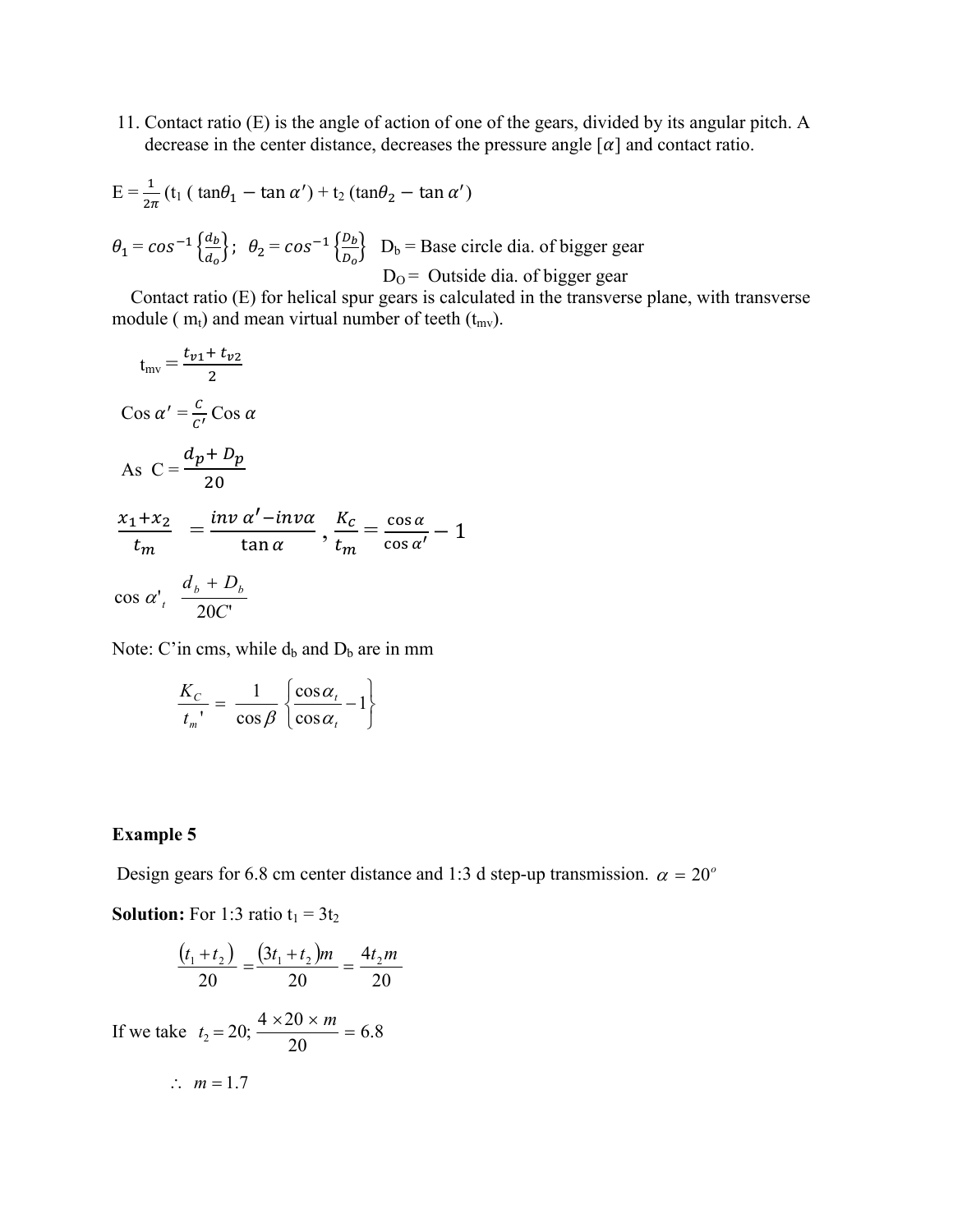11. Contact ratio (E) is the angle of action of one of the gears, divided by its angular pitch. A decrease in the center distance, decreases the pressure angle $[\alpha]$ and contact ratio.

$$E = \frac{1}{2\pi}\left(t_1\left(\tan\theta_1 - \tan\alpha'\right) + t_2\left(\tan\theta_2 - \tan\alpha'\right)\right)$$

$\theta_1 = cos^{-1}\left\{\frac{d_b}{d_o}\right\}$; $\theta_2 = cos^{-1}\left\{\frac{D_b}{D_o}\right\}$ $D_b$ = Base circle dia. of bigger gear

$D_O$ = Outside dia. of bigger gear

Contact ratio (E) for helical spur gears is calculated in the transverse plane, with transverse module ( $m_t$) and mean virtual number of teeth ($t_{mv}$).

$$t_{mv} = \frac{t_{v1} + t_{v2}}{2}$$

$$\cos\alpha' = \frac{C}{C'}\cos\alpha$$

$$\text{As } C = \frac{d_p + D_p}{20}$$

$$\frac{x_1 + x_2}{t_m} = \frac{inv\,\alpha' - inv\alpha}{\tan\alpha}, \quad \frac{K_c}{t_m} = \frac{\cos\alpha}{\cos\alpha'} - 1$$

$$\cos\alpha'_t \quad \frac{d_b + D_b}{20C'}$$

Note: C' in cms, while $d_b$ and $D_b$ are in mm

$$\frac{K_C}{t_m'} = \frac{1}{\cos\beta}\left\{\frac{\cos\alpha_t}{\cos\alpha_t} - 1\right\}$$

**Example 5**

Design gears for 6.8 cm center distance and 1:3 d step-up transmission. $\alpha = 20^o$

**Solution:** For 1:3 ratio $t_1 = 3t_2$

$$\frac{(t_1 + t_2)}{20} = \frac{(3t_1 + t_2)m}{20} = \frac{4t_2 m}{20}$$

If we take $t_2 = 20; \frac{4 \times 20 \times m}{20} = 6.8$

$$\therefore \; m = 1.7$$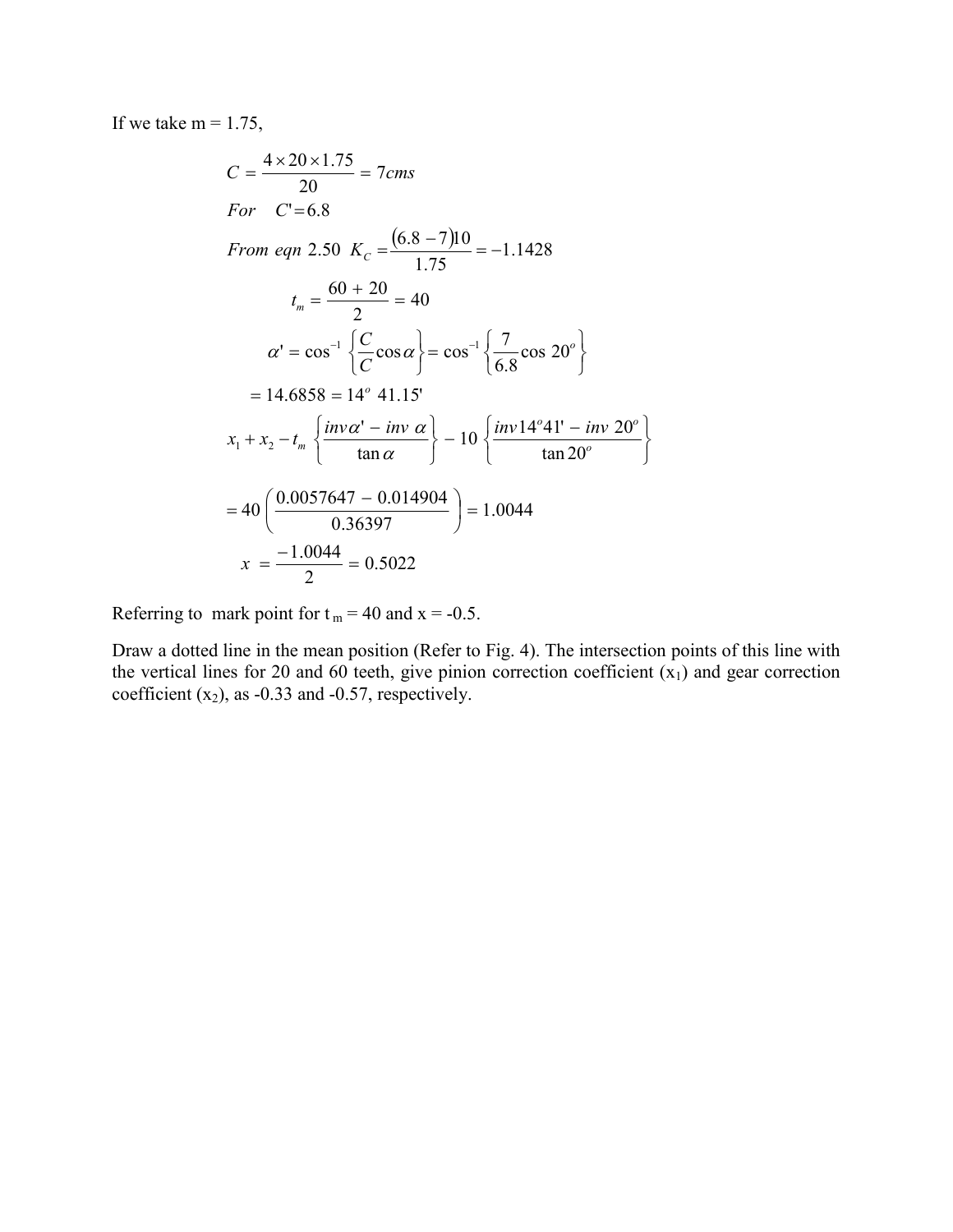If we take m = 1.75,

$$C = \frac{4 \times 20 \times 1.75}{20} = 7cms$$

$$For \quad C' = 6.8$$

$$From\ eqn\ 2.50\ \ K_C = \frac{(6.8 - 7)10}{1.75} = -1.1428$$

$$t_m = \frac{60 + 20}{2} = 40$$

$$\alpha' = \cos^{-1}\left\{\frac{C}{C}\cos\alpha\right\} = \cos^{-1}\left\{\frac{7}{6.8}\cos 20^o\right\}$$

$$= 14.6858 = 14^o\ 41.15'$$

$$x_1 + x_2 - t_m\left\{\frac{inv\alpha' - inv\ \alpha}{\tan\alpha}\right\} - 10\left\{\frac{inv14^o41' - inv\ 20^o}{\tan 20^o}\right\}$$

$$= 40\left(\frac{0.0057647 - 0.014904}{0.36397}\right) = 1.0044$$

$$x = \frac{-1.0044}{2} = 0.5022$$

Referring to mark point for $t_m = 40$ and x = -0.5.

Draw a dotted line in the mean position (Refer to Fig. 4). The intersection points of this line with the vertical lines for 20 and 60 teeth, give pinion correction coefficient ($x_1$) and gear correction coefficient ($x_2$), as -0.33 and -0.57, respectively.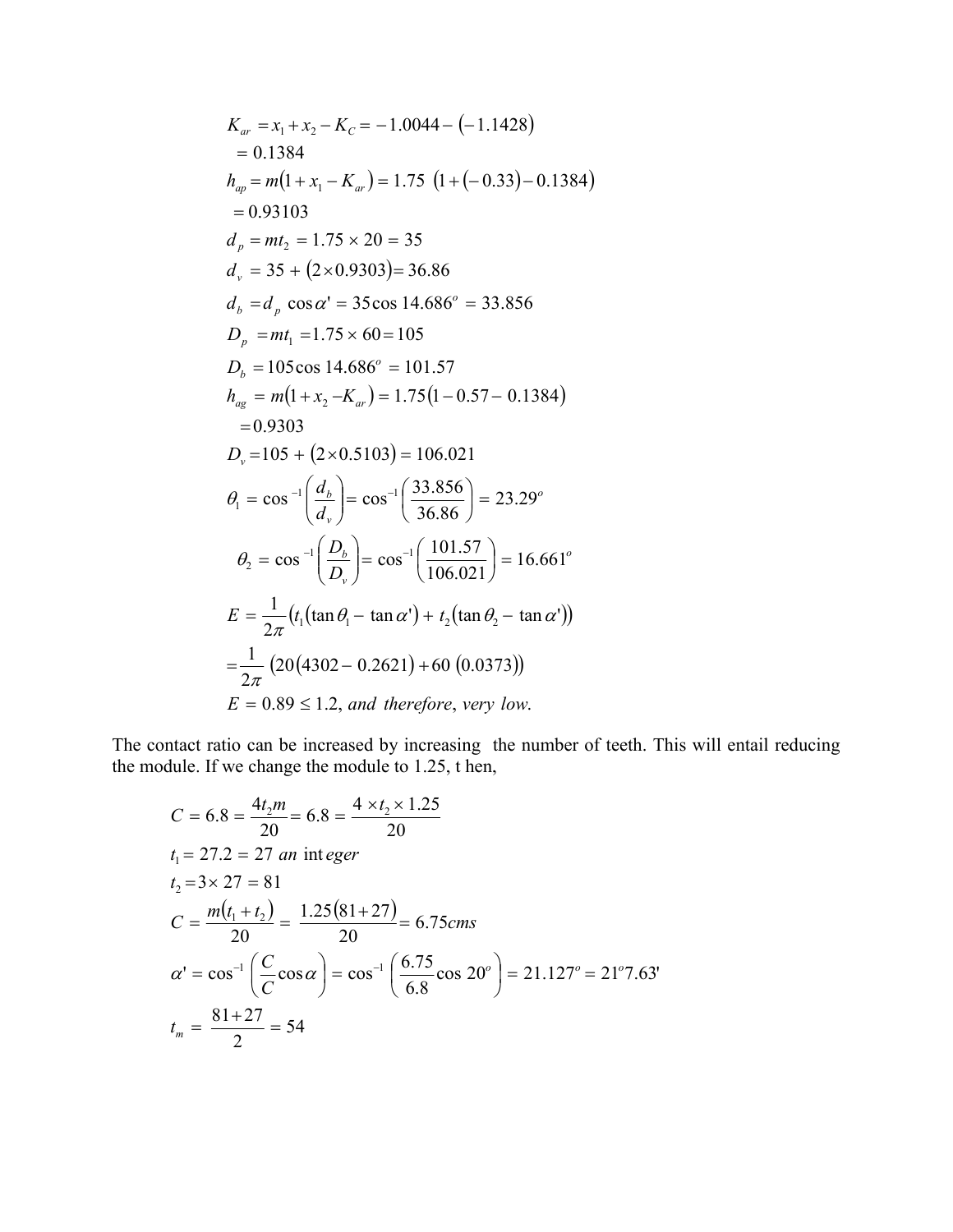$$K_{ar} = x_1 + x_2 - K_C = -1.0044 - (-1.1428)$$
$$= 0.1384$$
$$h_{ap} = m(1 + x_1 - K_{ar}) = 1.75 \ (1 + (-0.33) - 0.1384)$$
$$= 0.93103$$
$$d_p = mt_2 = 1.75 \times 20 = 35$$
$$d_v = 35 + (2 \times 0.9303) = 36.86$$
$$d_b = d_p \cos\alpha' = 35 \cos 14.686^o = 33.856$$
$$D_p = mt_1 = 1.75 \times 60 = 105$$
$$D_b = 105 \cos 14.686^o = 101.57$$
$$h_{ag} = m(1 + x_2 - K_{ar}) = 1.75(1 - 0.57 - 0.1384)$$
$$= 0.9303$$
$$D_v = 105 + (2 \times 0.5103) = 106.021$$
$$\theta_1 = \cos^{-1}\left(\frac{d_b}{d_v}\right) = \cos^{-1}\left(\frac{33.856}{36.86}\right) = 23.29^o$$
$$\theta_2 = \cos^{-1}\left(\frac{D_b}{D_v}\right) = \cos^{-1}\left(\frac{101.57}{106.021}\right) = 16.661^o$$
$$E = \frac{1}{2\pi}\left(t_1(\tan\theta_1 - \tan\alpha') + t_2(\tan\theta_2 - \tan\alpha')\right)$$
$$= \frac{1}{2\pi}\left(20(4302 - 0.2621) + 60\ (0.0373)\right)$$
$$E = 0.89 \le 1.2, \textit{ and therefore, very low.}$$

The contact ratio can be increased by increasing the number of teeth. This will entail reducing the module. If we change the module to 1.25, t hen,

$$C = 6.8 = \frac{4t_2 m}{20} = 6.8 = \frac{4 \times t_2 \times 1.25}{20}$$
$$t_1 = 27.2 = 27 \ an \ \text{int}eger$$
$$t_2 = 3 \times 27 = 81$$
$$C = \frac{m(t_1 + t_2)}{20} = \frac{1.25(81 + 27)}{20} = 6.75cms$$
$$\alpha' = \cos^{-1}\left(\frac{C}{C}\cos\alpha\right) = \cos^{-1}\left(\frac{6.75}{6.8}\cos 20^o\right) = 21.127^o = 21^o 7.63'$$
$$t_m = \frac{81 + 27}{2} = 54$$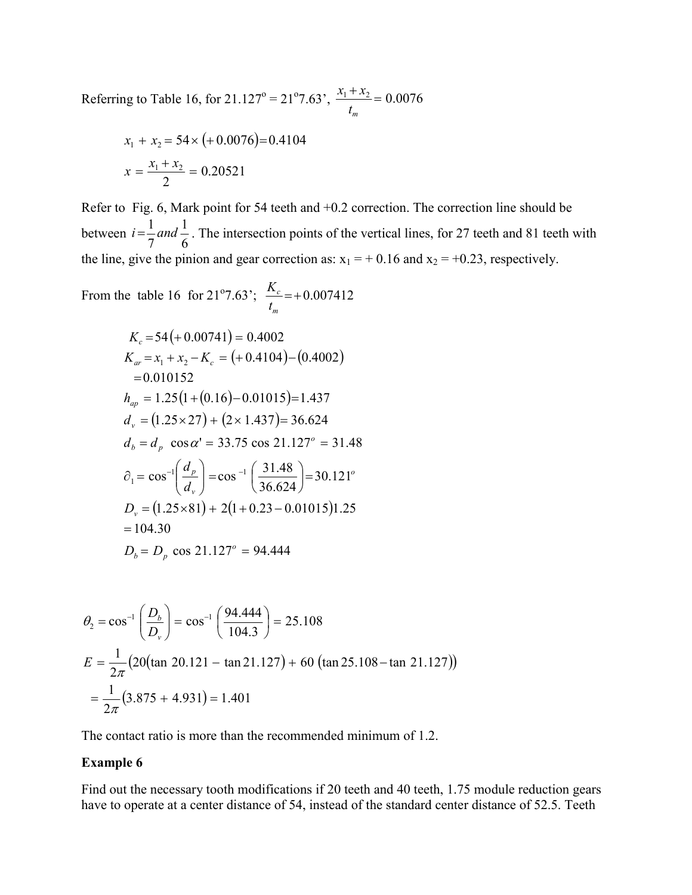Referring to Table 16, for 21.127° = 21°7.63', $\frac{x_1 + x_2}{t_m} = 0.0076$

$$x_1 + x_2 = 54 \times (+0.0076) = 0.4104$$

$$x = \frac{x_1 + x_2}{2} = 0.20521$$

Refer to Fig. 6, Mark point for 54 teeth and +0.2 correction. The correction line should be between $i = \frac{1}{7}$ *and* $\frac{1}{6}$. The intersection points of the vertical lines, for 27 teeth and 81 teeth with the line, give the pinion and gear correction as: $x_1 = +0.16$ and $x_2 = +0.23$, respectively.

From the table 16 for 21°7.63'; $\frac{K_c}{t_m} = +0.007412$

$$K_c = 54(+0.00741) = 0.4002$$

$$K_{ar} = x_1 + x_2 - K_c = (+0.4104) - (0.4002)$$

$$= 0.010152$$

$$h_{ap} = 1.25(1 + (0.16) - 0.01015) = 1.437$$

$$d_v = (1.25 \times 27) + (2 \times 1.437) = 36.624$$

$$d_b = d_p \ \cos\alpha' = 33.75 \cos 21.127^o = 31.48$$

$$\partial_1 = \cos^{-1}\left(\frac{d_p}{d_v}\right) = \cos^{-1}\left(\frac{31.48}{36.624}\right) = 30.121^o$$

$$D_v = (1.25 \times 81) + 2(1 + 0.23 - 0.01015)1.25$$

$$= 104.30$$

$$D_b = D_p \ \cos 21.127^o = 94.444$$

$$\theta_2 = \cos^{-1}\left(\frac{D_b}{D_v}\right) = \cos^{-1}\left(\frac{94.444}{104.3}\right) = 25.108$$

$$E = \frac{1}{2\pi}\left(20(\tan 20.121 - \tan 21.127) + 60\,(\tan 25.108 - \tan 21.127)\right)$$

$$= \frac{1}{2\pi}(3.875 + 4.931) = 1.401$$

The contact ratio is more than the recommended minimum of 1.2.

**Example 6**

Find out the necessary tooth modifications if 20 teeth and 40 teeth, 1.75 module reduction gears have to operate at a center distance of 54, instead of the standard center distance of 52.5. Teeth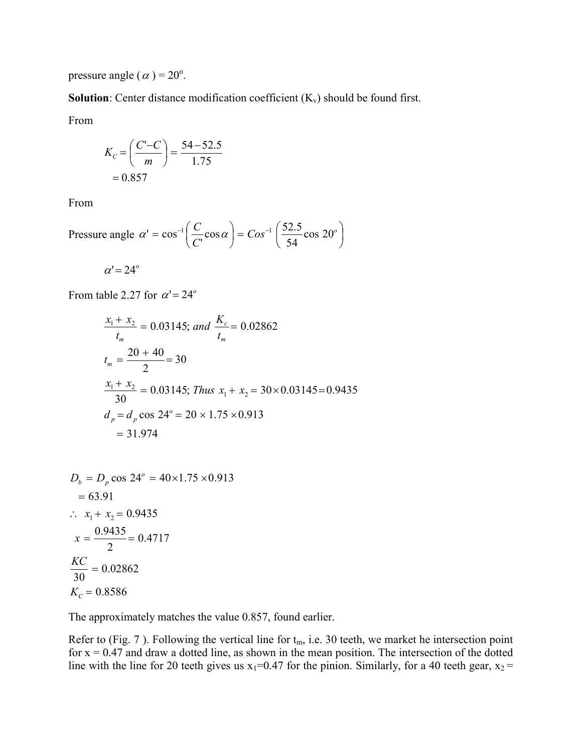pressure angle ( $\alpha$ ) = 20°.

**Solution**: Center distance modification coefficient ($K_v$) should be found first.

From

$$K_C = \left(\frac{C'-C}{m}\right) = \frac{54-52.5}{1.75}$$
$$= 0.857$$

From

$$\text{Pressure angle } \alpha' = \cos^{-1}\left(\frac{C}{C'}\cos\alpha\right) = Cos^{-1}\left(\frac{52.5}{54}\cos 20^o\right)$$

$$\alpha' = 24^o$$

From table 2.27 for $\alpha' = 24^o$

$$\frac{x_1 + x_2}{t_m} = 0.03145;\ and\ \frac{K_c}{t_m} = 0.02862$$

$$t_m = \frac{20 + 40}{2} = 30$$

$$\frac{x_1 + x_2}{30} = 0.03145;\ Thus\ x_1 + x_2 = 30 \times 0.03145 = 0.9435$$

$$d_p = d_p \cos 24^o = 20 \times 1.75 \times 0.913$$
$$= 31.974$$

$$D_b = D_p \cos 24^o = 40 \times 1.75 \times 0.913$$
$$= 63.91$$

$$\therefore\ x_1 + x_2 = 0.9435$$

$$x = \frac{0.9435}{2} = 0.4717$$

$$\frac{KC}{30} = 0.02862$$

$$K_C = 0.8586$$

The approximately matches the value 0.857, found earlier.

Refer to (Fig. 7 ). Following the vertical line for $t_m$, i.e. 30 teeth, we market he intersection point for x = 0.47 and draw a dotted line, as shown in the mean position. The intersection of the dotted line with the line for 20 teeth gives us $x_1$=0.47 for the pinion. Similarly, for a 40 teeth gear, $x_2$ =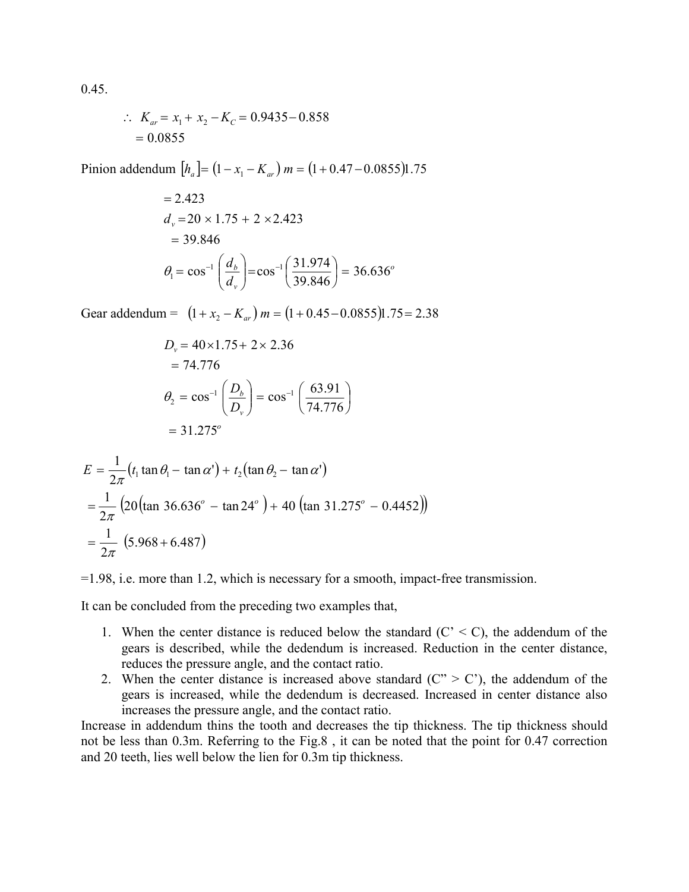0.45.

$$\therefore \; K_{ar} = x_1 + x_2 - K_C = 0.9435 - 0.858$$
$$= 0.0855$$

Pinion addendum $[h_a] = (1 - x_1 - K_{ar})\, m = (1 + 0.47 - 0.0855)1.75$

$$= 2.423$$
$$d_v = 20 \times 1.75 + 2 \times 2.423$$
$$= 39.846$$
$$\theta_1 = \cos^{-1}\left(\frac{d_b}{d_v}\right) = \cos^{-1}\left(\frac{31.974}{39.846}\right) = 36.636^o$$

Gear addendum = $(1 + x_2 - K_{ar})\, m = (1 + 0.45 - 0.0855)1.75 = 2.38$

$$D_v = 40 \times 1.75 + 2 \times 2.36$$
$$= 74.776$$
$$\theta_2 = \cos^{-1}\left(\frac{D_b}{D_v}\right) = \cos^{-1}\left(\frac{63.91}{74.776}\right)$$
$$= 31.275^o$$

$$E = \frac{1}{2\pi}\left(t_1 \tan\theta_1 - \tan\alpha'\right) + t_2\left(\tan\theta_2 - \tan\alpha'\right)$$
$$= \frac{1}{2\pi}\left(20\left(\tan 36.636^o - \tan 24^o\right) + 40\left(\tan 31.275^o - 0.4452\right)\right)$$
$$= \frac{1}{2\pi}\left(5.968 + 6.487\right)$$

=1.98, i.e. more than 1.2, which is necessary for a smooth, impact-free transmission.

It can be concluded from the preceding two examples that,

1. When the center distance is reduced below the standard (C' < C), the addendum of the gears is described, while the dedendum is increased. Reduction in the center distance, reduces the pressure angle, and the contact ratio.
2. When the center distance is increased above standard (C" > C'), the addendum of the gears is increased, while the dedendum is decreased. Increased in center distance also increases the pressure angle, and the contact ratio.

Increase in addendum thins the tooth and decreases the tip thickness. The tip thickness should not be less than 0.3m. Referring to the Fig.8 , it can be noted that the point for 0.47 correction and 20 teeth, lies well below the lien for 0.3m tip thickness.